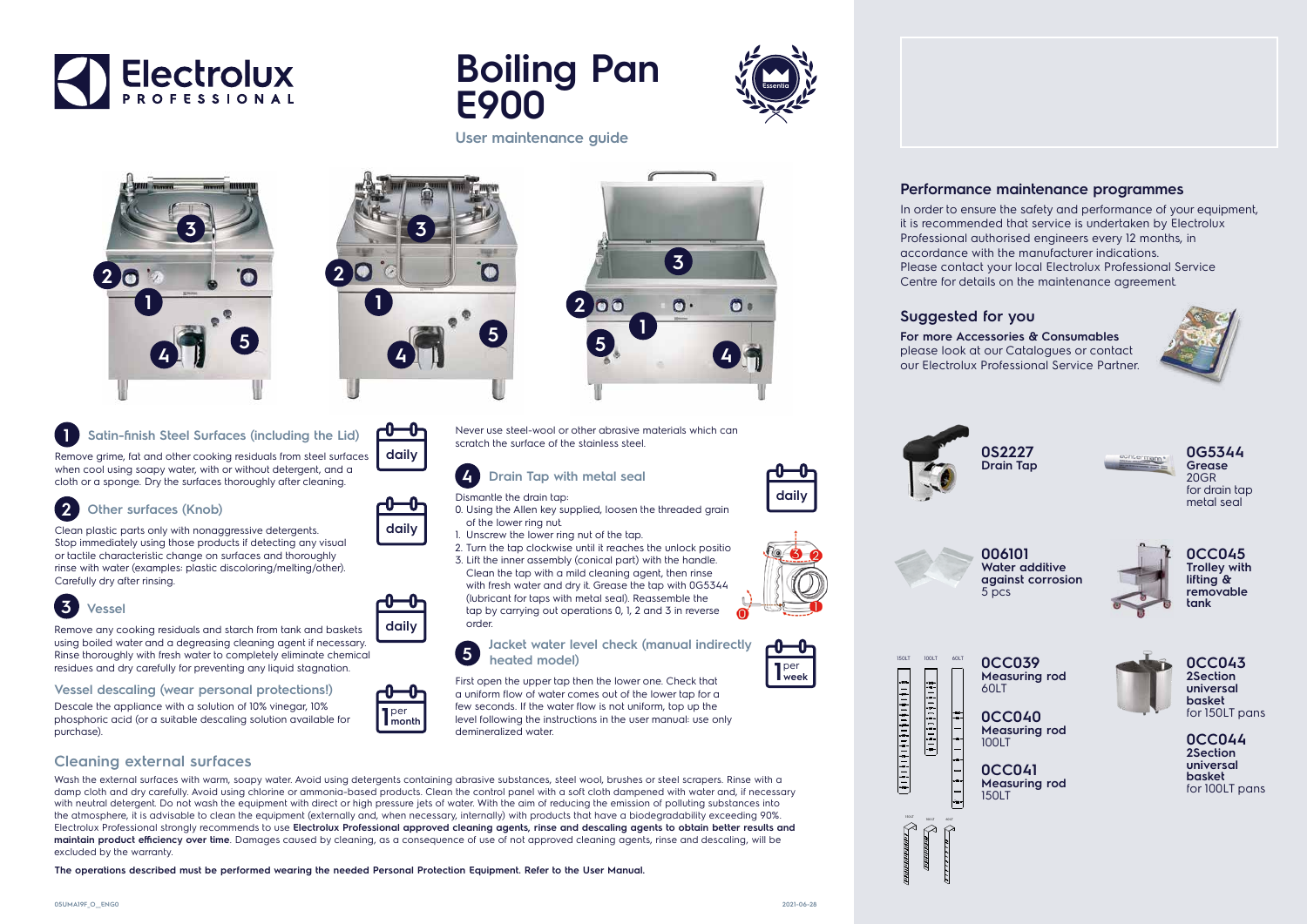# Electrolux PROFESSIONAL

# Boiling Pan E900

User maintenance guide

Essentia

### 1 Satin-finish Steel Surfaces (including the Lid)

**daily**

Remove grime, fat and other cooking residuals from steel surfaces when cool using soapy water, with or without detergent, and a cloth or a sponge. Dry the surfaces thoroughly after cleaning.

Never use steel-wool or other abrasive materials which can scratch the surface of the stainless steel.

### 2 Other surfaces (Knob)

**daily**

Clean plastic parts only with nonaggressive detergents. Stop immediately using those products if detecting any visual or tactile characteristic change on surfaces and thoroughly rinse with water (examples: plastic discoloring/melting/other). Carefully dry after rinsing.

### 3 Vessel

**daily**

Remove any cooking residuals and starch from tank and baskets using boiled water and a degreasing cleaning agent if necessary. Rinse thoroughly with fresh water to completely eliminate chemical residues and dry carefully for preventing any liquid stagnation.

#### Vessel descaling (wear personal protections!)

**1 per month**

Descale the appliance with a solution of 10% vinegar, 10% phosphoric acid (or a suitable descaling solution available for purchase).

### 4 Drain Tap with metal seal

**daily**

Dismantle the drain tap:

0. Using the Allen key supplied, loosen the threaded grain of the lower ring nut.
1. Unscrew the lower ring nut of the tap.
2. Turn the tap clockwise until it reaches the unlock positio
3. Lift the inner assembly (conical part) with the handle. Clean the tap with a mild cleaning agent, then rinse with fresh water and dry it. Grease the tap with 0G5344 (lubricant for taps with metal seal). Reassemble the tap by carrying out operations 0, 1, 2 and 3 in reverse order.

### 5 Jacket water level check (manual indirectly heated model)

**1 per week**

First open the upper tap then the lower one. Check that a uniform flow of water comes out of the lower tap for a few seconds. If the water flow is not uniform, top up the level following the instructions in the user manual: use only demineralized water.

## Cleaning external surfaces

Wash the external surfaces with warm, soapy water. Avoid using detergents containing abrasive substances, steel wool, brushes or steel scrapers. Rinse with a damp cloth and dry carefully. Avoid using chlorine or ammonia-based products. Clean the control panel with a soft cloth dampened with water and, if necessary with neutral detergent. Do not wash the equipment with direct or high pressure jets of water. With the aim of reducing the emission of polluting substances into the atmosphere, it is advisable to clean the equipment (externally and, when necessary, internally) with products that have a biodegradability exceeding 90%. Electrolux Professional strongly recommends to use **Electrolux Professional approved cleaning agents, rinse and descaling agents to obtain better results and maintain product efficiency over time**. Damages caused by cleaning, as a consequence of use of not approved cleaning agents, rinse and descaling, will be excluded by the warranty.

**The operations described must be performed wearing the needed Personal Protection Equipment. Refer to the User Manual.**

## Performance maintenance programmes

In order to ensure the safety and performance of your equipment, it is recommended that service is undertaken by Electrolux Professional authorised engineers every 12 months, in accordance with the manufacturer indications.
Please contact your local Electrolux Professional Service Centre for details on the maintenance agreement.

## Suggested for you

**For more Accessories & Consumables** please look at our Catalogues or contact our Electrolux Professional Service Partner.

**0S2227**
**Drain Tap**

**0G5344**
**Grease**
20GR
for drain tap metal seal

**006101**
**Water additive against corrosion**
5 pcs

**0CC045**
**Trolley with lifting & removable tank**

**0CC039**
**Measuring rod**
60LT

**0CC040**
**Measuring rod**
100LT

**0CC041**
**Measuring rod**
150LT

**0CC043**
**2Section universal basket**
for 150LT pans

**0CC044**
**2Section universal basket**
for 100LT pans

05UMAI9F_O_ENG0 2021-06-28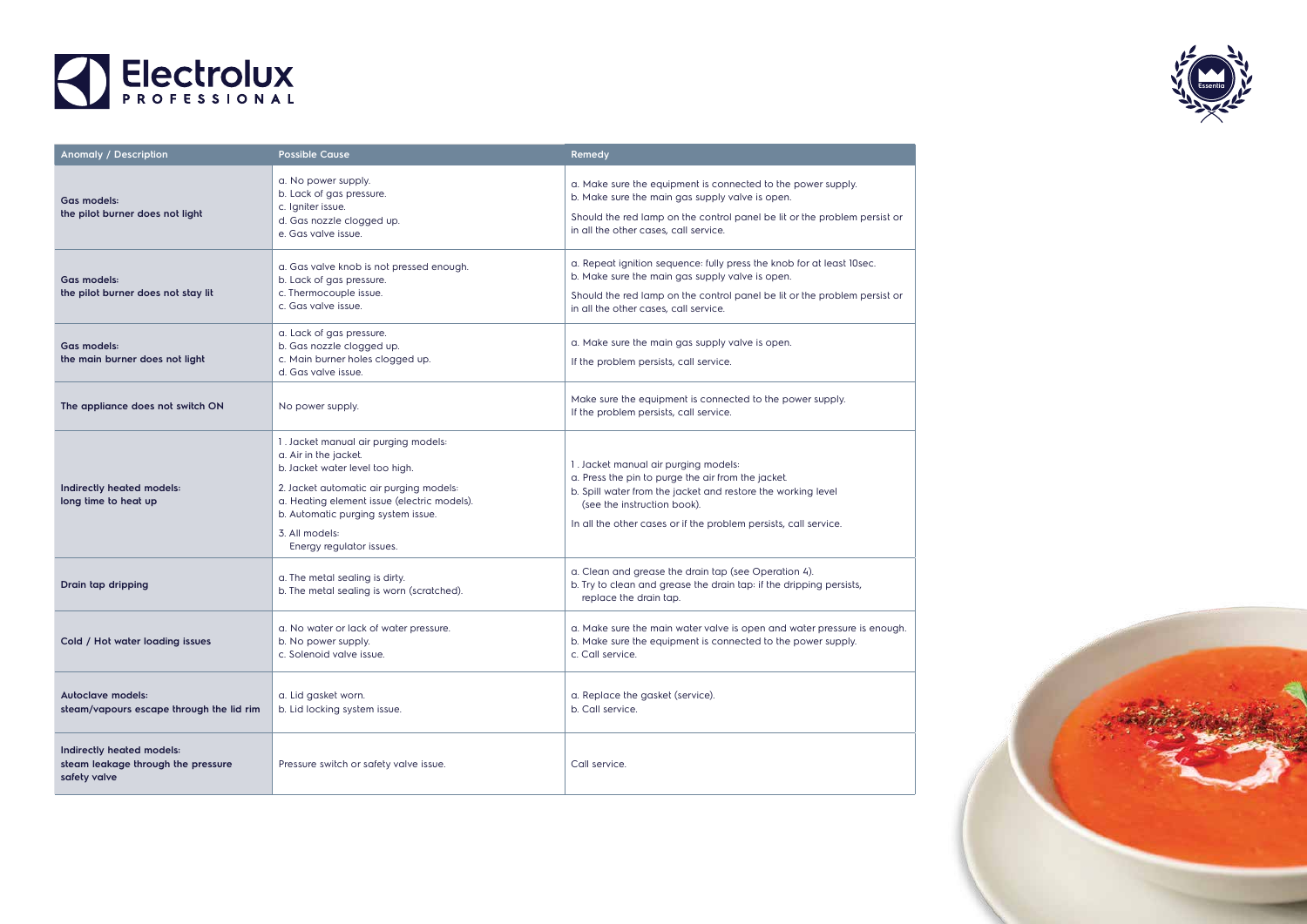| Anomaly / Description | Possible Cause | Remedy |
|---|---|---|
| **Gas models: the pilot burner does not light** | a. No power supply.<br>b. Lack of gas pressure.<br>c. Igniter issue.<br>d. Gas nozzle clogged up.<br>e. Gas valve issue. | a. Make sure the equipment is connected to the power supply.<br>b. Make sure the main gas supply valve is open.<br>Should the red lamp on the control panel be lit or the problem persist or in all the other cases, call service. |
| **Gas models: the pilot burner does not stay lit** | a. Gas valve knob is not pressed enough.<br>b. Lack of gas pressure.<br>c. Thermocouple issue.<br>c. Gas valve issue. | a. Repeat ignition sequence: fully press the knob for at least 10sec.<br>b. Make sure the main gas supply valve is open.<br>Should the red lamp on the control panel be lit or the problem persist or in all the other cases, call service. |
| **Gas models: the main burner does not light** | a. Lack of gas pressure.<br>b. Gas nozzle clogged up.<br>c. Main burner holes clogged up.<br>d. Gas valve issue. | a. Make sure the main gas supply valve is open.<br>If the problem persists, call service. |
| **The appliance does not switch ON** | No power supply. | Make sure the equipment is connected to the power supply.<br>If the problem persists, call service. |
| **Indirectly heated models: long time to heat up** | 1 . Jacket manual air purging models:<br>a. Air in the jacket.<br>b. Jacket water level too high.<br>2. Jacket automatic air purging models:<br>a. Heating element issue (electric models).<br>b. Automatic purging system issue.<br>3. All models:<br>Energy regulator issues. | 1 . Jacket manual air purging models:<br>a. Press the pin to purge the air from the jacket.<br>b. Spill water from the jacket and restore the working level (see the instruction book).<br>In all the other cases or if the problem persists, call service. |
| **Drain tap dripping** | a. The metal sealing is dirty.<br>b. The metal sealing is worn (scratched). | a. Clean and grease the drain tap (see Operation 4).<br>b. Try to clean and grease the drain tap: if the dripping persists, replace the drain tap. |
| **Cold / Hot water loading issues** | a. No water or lack of water pressure.<br>b. No power supply.<br>c. Solenoid valve issue. | a. Make sure the main water valve is open and water pressure is enough.<br>b. Make sure the equipment is connected to the power supply.<br>c. Call service. |
| **Autoclave models: steam/vapours escape through the lid rim** | a. Lid gasket worn.<br>b. Lid locking system issue. | a. Replace the gasket (service).<br>b. Call service. |
| **Indirectly heated models: steam leakage through the pressure safety valve** | Pressure switch or safety valve issue. | Call service. |